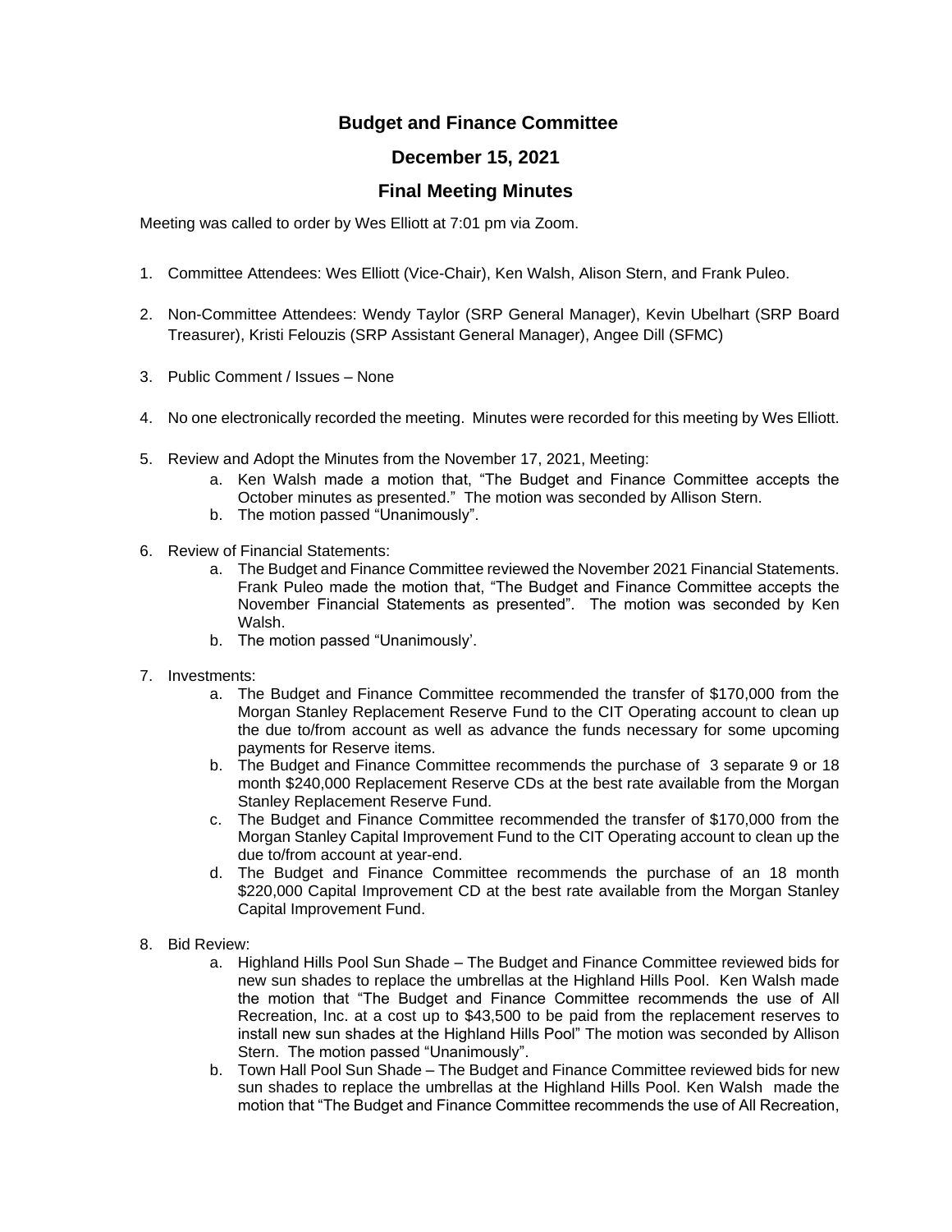# Budget and Finance Committee

## December 15, 2021

## Final Meeting Minutes

Meeting was called to order by Wes Elliott at 7:01 pm via Zoom.

1. Committee Attendees: Wes Elliott (Vice-Chair), Ken Walsh, Alison Stern, and Frank Puleo.

2. Non-Committee Attendees: Wendy Taylor (SRP General Manager), Kevin Ubelhart (SRP Board Treasurer), Kristi Felouzis (SRP Assistant General Manager), Angee Dill (SFMC)

3. Public Comment / Issues – None

4. No one electronically recorded the meeting. Minutes were recorded for this meeting by Wes Elliott.

5. Review and Adopt the Minutes from the November 17, 2021, Meeting:
   a. Ken Walsh made a motion that, "The Budget and Finance Committee accepts the October minutes as presented." The motion was seconded by Allison Stern.
   b. The motion passed "Unanimously".

6. Review of Financial Statements:
   a. The Budget and Finance Committee reviewed the November 2021 Financial Statements. Frank Puleo made the motion that, "The Budget and Finance Committee accepts the November Financial Statements as presented". The motion was seconded by Ken Walsh.
   b. The motion passed "Unanimously'.

7. Investments:
   a. The Budget and Finance Committee recommended the transfer of $170,000 from the Morgan Stanley Replacement Reserve Fund to the CIT Operating account to clean up the due to/from account as well as advance the funds necessary for some upcoming payments for Reserve items.
   b. The Budget and Finance Committee recommends the purchase of 3 separate 9 or 18 month $240,000 Replacement Reserve CDs at the best rate available from the Morgan Stanley Replacement Reserve Fund.
   c. The Budget and Finance Committee recommended the transfer of $170,000 from the Morgan Stanley Capital Improvement Fund to the CIT Operating account to clean up the due to/from account at year-end.
   d. The Budget and Finance Committee recommends the purchase of an 18 month $220,000 Capital Improvement CD at the best rate available from the Morgan Stanley Capital Improvement Fund.

8. Bid Review:
   a. Highland Hills Pool Sun Shade – The Budget and Finance Committee reviewed bids for new sun shades to replace the umbrellas at the Highland Hills Pool. Ken Walsh made the motion that "The Budget and Finance Committee recommends the use of All Recreation, Inc. at a cost up to $43,500 to be paid from the replacement reserves to install new sun shades at the Highland Hills Pool" The motion was seconded by Allison Stern. The motion passed "Unanimously".
   b. Town Hall Pool Sun Shade – The Budget and Finance Committee reviewed bids for new sun shades to replace the umbrellas at the Highland Hills Pool. Ken Walsh made the motion that "The Budget and Finance Committee recommends the use of All Recreation,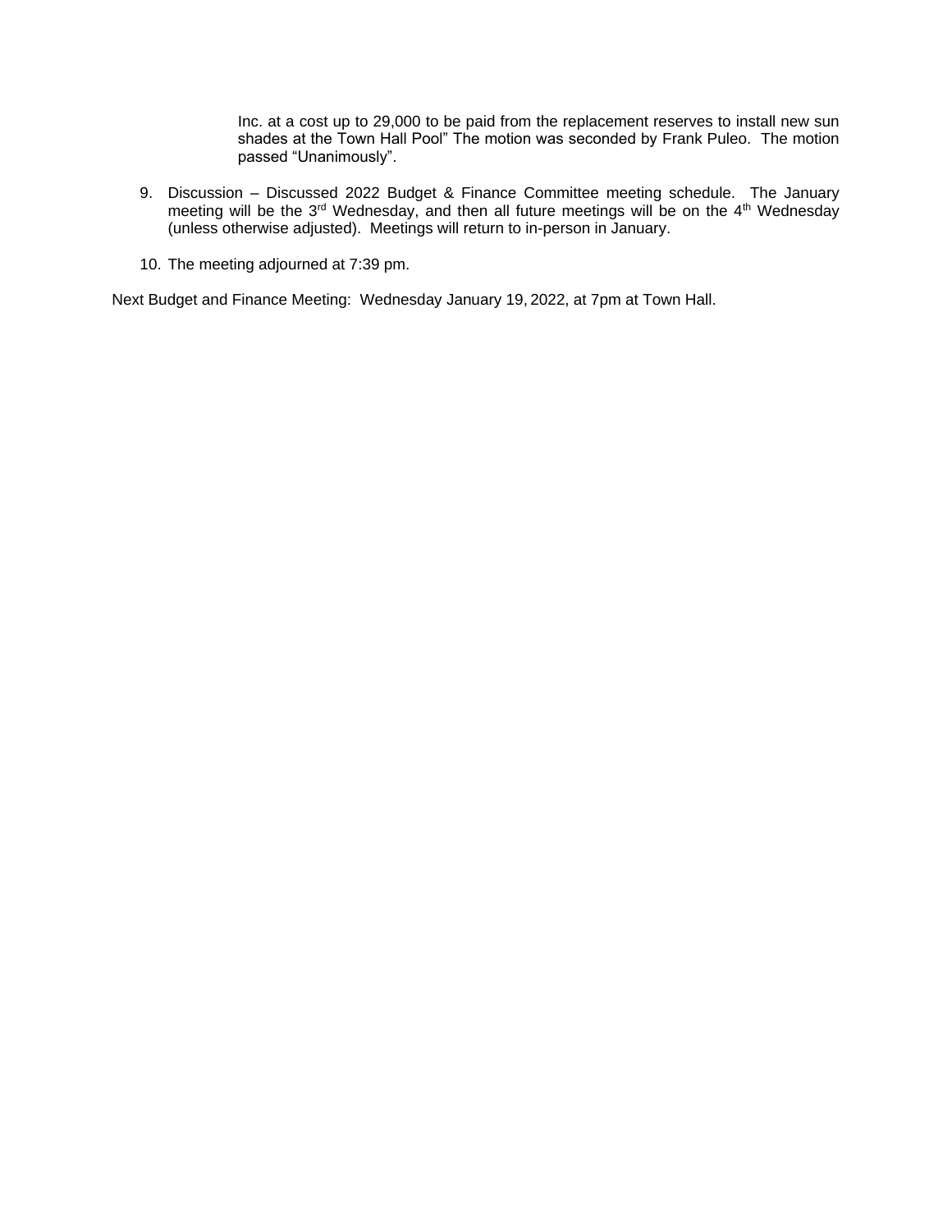Inc. at a cost up to 29,000 to be paid from the replacement reserves to install new sun shades at the Town Hall Pool" The motion was seconded by Frank Puleo. The motion passed "Unanimously".

9. Discussion – Discussed 2022 Budget & Finance Committee meeting schedule. The January meeting will be the 3rd Wednesday, and then all future meetings will be on the 4th Wednesday (unless otherwise adjusted). Meetings will return to in-person in January.

10. The meeting adjourned at 7:39 pm.

Next Budget and Finance Meeting: Wednesday January 19, 2022, at 7pm at Town Hall.